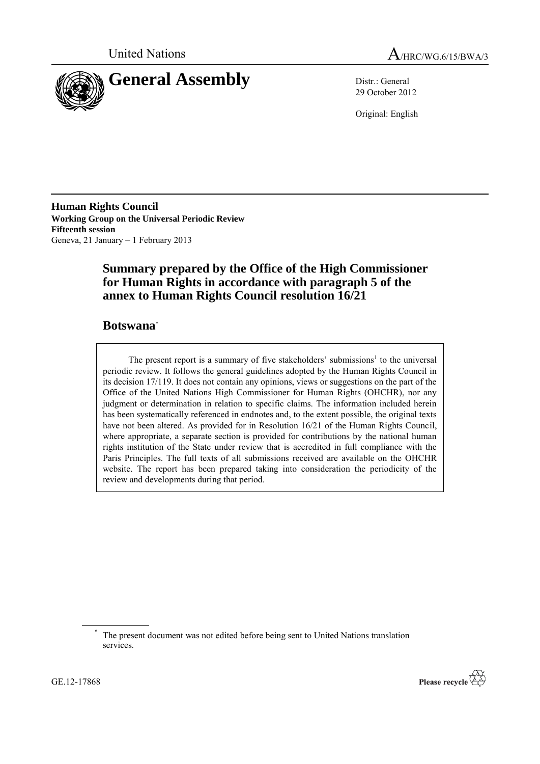United Nations A/HRC/WG.6/15/BWA/3

# General Assembly

Distr.: General
29 October 2012

Original: English

**Human Rights Council**
**Working Group on the Universal Periodic Review**
**Fifteenth session**
Geneva, 21 January – 1 February 2013

## Summary prepared by the Office of the High Commissioner for Human Rights in accordance with paragraph 5 of the annex to Human Rights Council resolution 16/21

## Botswana*

The present report is a summary of five stakeholders' submissions[1] to the universal periodic review. It follows the general guidelines adopted by the Human Rights Council in its decision 17/119. It does not contain any opinions, views or suggestions on the part of the Office of the United Nations High Commissioner for Human Rights (OHCHR), nor any judgment or determination in relation to specific claims. The information included herein has been systematically referenced in endnotes and, to the extent possible, the original texts have not been altered. As provided for in Resolution 16/21 of the Human Rights Council, where appropriate, a separate section is provided for contributions by the national human rights institution of the State under review that is accredited in full compliance with the Paris Principles. The full texts of all submissions received are available on the OHCHR website. The report has been prepared taking into consideration the periodicity of the review and developments during that period.

\* The present document was not edited before being sent to United Nations translation services.

GE.12-17868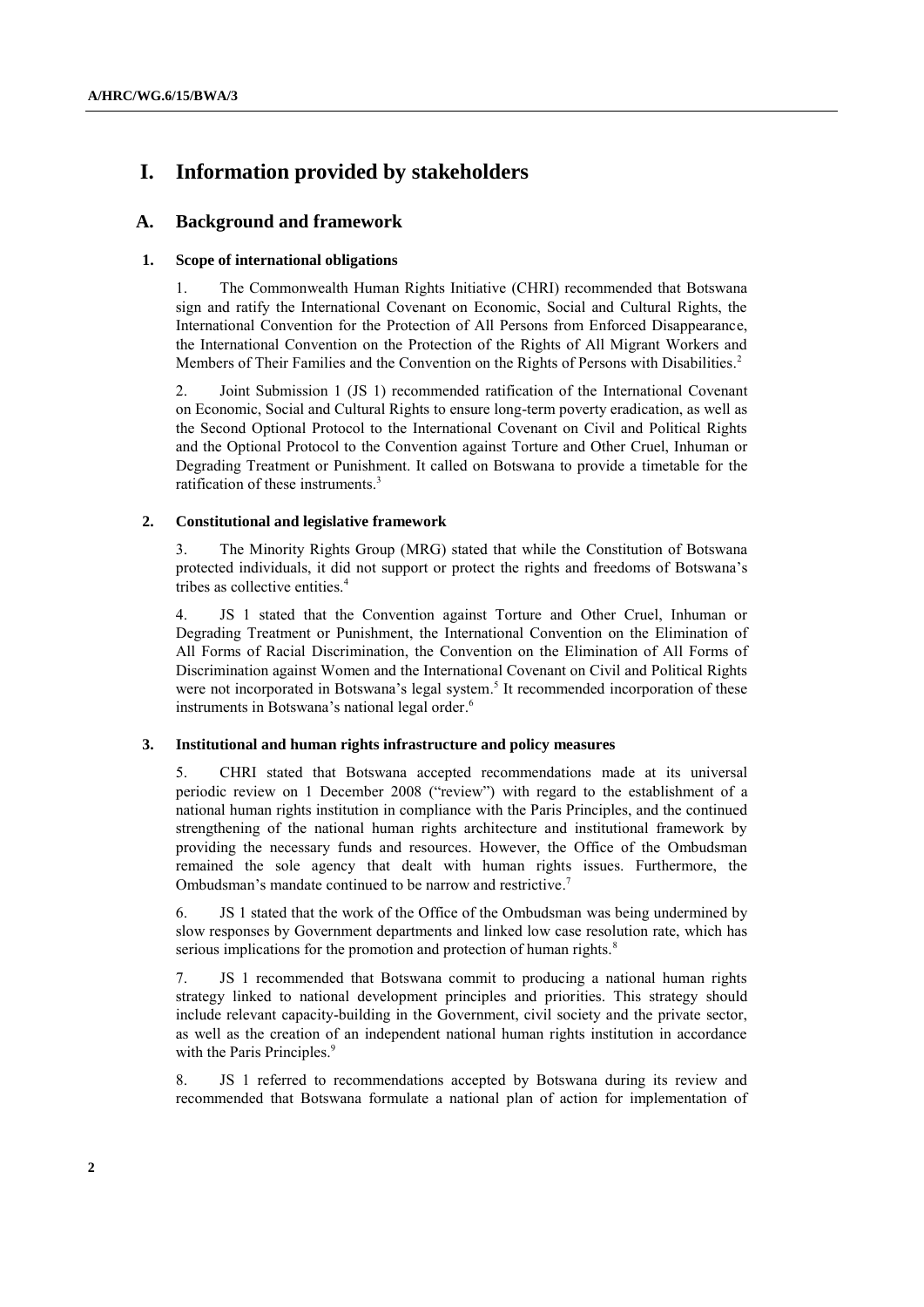# I. Information provided by stakeholders

## A. Background and framework

### 1. Scope of international obligations

1. The Commonwealth Human Rights Initiative (CHRI) recommended that Botswana sign and ratify the International Covenant on Economic, Social and Cultural Rights, the International Convention for the Protection of All Persons from Enforced Disappearance, the International Convention on the Protection of the Rights of All Migrant Workers and Members of Their Families and the Convention on the Rights of Persons with Disabilities.[2]

2. Joint Submission 1 (JS 1) recommended ratification of the International Covenant on Economic, Social and Cultural Rights to ensure long-term poverty eradication, as well as the Second Optional Protocol to the International Covenant on Civil and Political Rights and the Optional Protocol to the Convention against Torture and Other Cruel, Inhuman or Degrading Treatment or Punishment. It called on Botswana to provide a timetable for the ratification of these instruments.[3]

### 2. Constitutional and legislative framework

3. The Minority Rights Group (MRG) stated that while the Constitution of Botswana protected individuals, it did not support or protect the rights and freedoms of Botswana's tribes as collective entities.[4]

4. JS 1 stated that the Convention against Torture and Other Cruel, Inhuman or Degrading Treatment or Punishment, the International Convention on the Elimination of All Forms of Racial Discrimination, the Convention on the Elimination of All Forms of Discrimination against Women and the International Covenant on Civil and Political Rights were not incorporated in Botswana's legal system.[5] It recommended incorporation of these instruments in Botswana's national legal order.[6]

### 3. Institutional and human rights infrastructure and policy measures

5. CHRI stated that Botswana accepted recommendations made at its universal periodic review on 1 December 2008 ("review") with regard to the establishment of a national human rights institution in compliance with the Paris Principles, and the continued strengthening of the national human rights architecture and institutional framework by providing the necessary funds and resources. However, the Office of the Ombudsman remained the sole agency that dealt with human rights issues. Furthermore, the Ombudsman's mandate continued to be narrow and restrictive.[7]

6. JS 1 stated that the work of the Office of the Ombudsman was being undermined by slow responses by Government departments and linked low case resolution rate, which has serious implications for the promotion and protection of human rights.[8]

7. JS 1 recommended that Botswana commit to producing a national human rights strategy linked to national development principles and priorities. This strategy should include relevant capacity-building in the Government, civil society and the private sector, as well as the creation of an independent national human rights institution in accordance with the Paris Principles.[9]

8. JS 1 referred to recommendations accepted by Botswana during its review and recommended that Botswana formulate a national plan of action for implementation of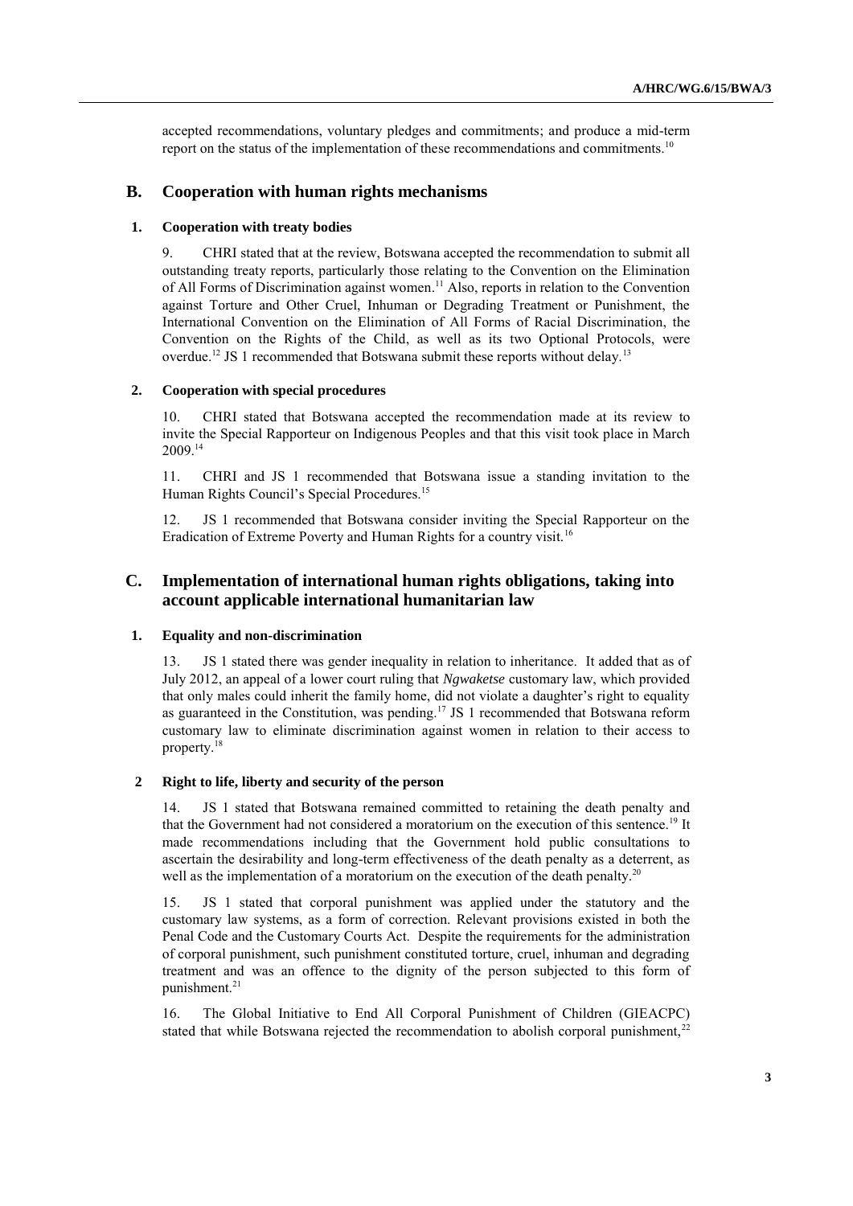accepted recommendations, voluntary pledges and commitments; and produce a mid-term report on the status of the implementation of these recommendations and commitments.[10]

## B. Cooperation with human rights mechanisms

### 1. Cooperation with treaty bodies

9. CHRI stated that at the review, Botswana accepted the recommendation to submit all outstanding treaty reports, particularly those relating to the Convention on the Elimination of All Forms of Discrimination against women.[11] Also, reports in relation to the Convention against Torture and Other Cruel, Inhuman or Degrading Treatment or Punishment, the International Convention on the Elimination of All Forms of Racial Discrimination, the Convention on the Rights of the Child, as well as its two Optional Protocols, were overdue.[12] JS 1 recommended that Botswana submit these reports without delay.[13]

### 2. Cooperation with special procedures

10. CHRI stated that Botswana accepted the recommendation made at its review to invite the Special Rapporteur on Indigenous Peoples and that this visit took place in March 2009.[14]

11. CHRI and JS 1 recommended that Botswana issue a standing invitation to the Human Rights Council's Special Procedures.[15]

12. JS 1 recommended that Botswana consider inviting the Special Rapporteur on the Eradication of Extreme Poverty and Human Rights for a country visit.[16]

## C. Implementation of international human rights obligations, taking into account applicable international humanitarian law

### 1. Equality and non-discrimination

13. JS 1 stated there was gender inequality in relation to inheritance. It added that as of July 2012, an appeal of a lower court ruling that *Ngwaketse* customary law, which provided that only males could inherit the family home, did not violate a daughter's right to equality as guaranteed in the Constitution, was pending.[17] JS 1 recommended that Botswana reform customary law to eliminate discrimination against women in relation to their access to property.[18]

### 2 Right to life, liberty and security of the person

14. JS 1 stated that Botswana remained committed to retaining the death penalty and that the Government had not considered a moratorium on the execution of this sentence.[19] It made recommendations including that the Government hold public consultations to ascertain the desirability and long-term effectiveness of the death penalty as a deterrent, as well as the implementation of a moratorium on the execution of the death penalty.[20]

15. JS 1 stated that corporal punishment was applied under the statutory and the customary law systems, as a form of correction. Relevant provisions existed in both the Penal Code and the Customary Courts Act. Despite the requirements for the administration of corporal punishment, such punishment constituted torture, cruel, inhuman and degrading treatment and was an offence to the dignity of the person subjected to this form of punishment.[21]

16. The Global Initiative to End All Corporal Punishment of Children (GIEACPC) stated that while Botswana rejected the recommendation to abolish corporal punishment,[22]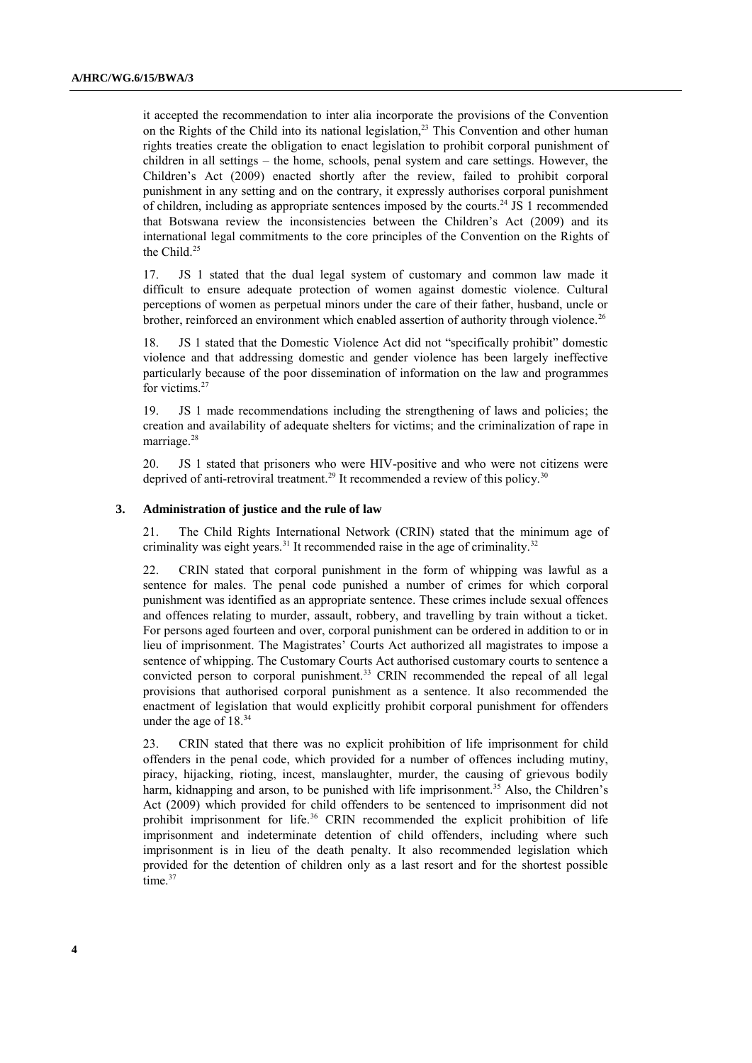it accepted the recommendation to inter alia incorporate the provisions of the Convention on the Rights of the Child into its national legislation,[23] This Convention and other human rights treaties create the obligation to enact legislation to prohibit corporal punishment of children in all settings – the home, schools, penal system and care settings. However, the Children's Act (2009) enacted shortly after the review, failed to prohibit corporal punishment in any setting and on the contrary, it expressly authorises corporal punishment of children, including as appropriate sentences imposed by the courts.[24] JS 1 recommended that Botswana review the inconsistencies between the Children's Act (2009) and its international legal commitments to the core principles of the Convention on the Rights of the Child.[25]

17. JS 1 stated that the dual legal system of customary and common law made it difficult to ensure adequate protection of women against domestic violence. Cultural perceptions of women as perpetual minors under the care of their father, husband, uncle or brother, reinforced an environment which enabled assertion of authority through violence.[26]

18. JS 1 stated that the Domestic Violence Act did not "specifically prohibit" domestic violence and that addressing domestic and gender violence has been largely ineffective particularly because of the poor dissemination of information on the law and programmes for victims.[27]

19. JS 1 made recommendations including the strengthening of laws and policies; the creation and availability of adequate shelters for victims; and the criminalization of rape in marriage.[28]

20. JS 1 stated that prisoners who were HIV-positive and who were not citizens were deprived of anti-retroviral treatment.[29] It recommended a review of this policy.[30]

### 3. Administration of justice and the rule of law

21. The Child Rights International Network (CRIN) stated that the minimum age of criminality was eight years.[31] It recommended raise in the age of criminality.[32]

22. CRIN stated that corporal punishment in the form of whipping was lawful as a sentence for males. The penal code punished a number of crimes for which corporal punishment was identified as an appropriate sentence. These crimes include sexual offences and offences relating to murder, assault, robbery, and travelling by train without a ticket. For persons aged fourteen and over, corporal punishment can be ordered in addition to or in lieu of imprisonment. The Magistrates' Courts Act authorized all magistrates to impose a sentence of whipping. The Customary Courts Act authorised customary courts to sentence a convicted person to corporal punishment.[33] CRIN recommended the repeal of all legal provisions that authorised corporal punishment as a sentence. It also recommended the enactment of legislation that would explicitly prohibit corporal punishment for offenders under the age of 18.[34]

23. CRIN stated that there was no explicit prohibition of life imprisonment for child offenders in the penal code, which provided for a number of offences including mutiny, piracy, hijacking, rioting, incest, manslaughter, murder, the causing of grievous bodily harm, kidnapping and arson, to be punished with life imprisonment.[35] Also, the Children's Act (2009) which provided for child offenders to be sentenced to imprisonment did not prohibit imprisonment for life.[36] CRIN recommended the explicit prohibition of life imprisonment and indeterminate detention of child offenders, including where such imprisonment is in lieu of the death penalty. It also recommended legislation which provided for the detention of children only as a last resort and for the shortest possible time.[37]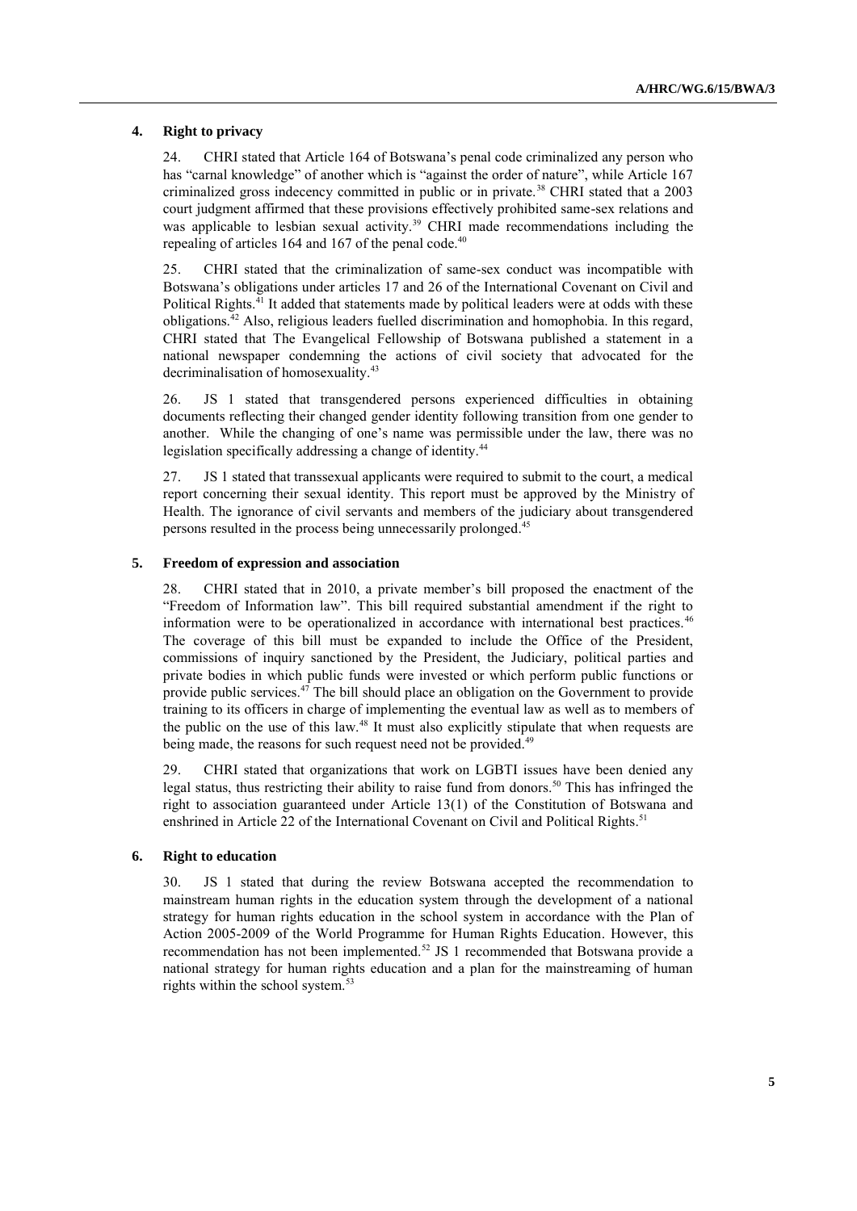## 4. Right to privacy

24. CHRI stated that Article 164 of Botswana's penal code criminalized any person who has "carnal knowledge" of another which is "against the order of nature", while Article 167 criminalized gross indecency committed in public or in private.[38] CHRI stated that a 2003 court judgment affirmed that these provisions effectively prohibited same-sex relations and was applicable to lesbian sexual activity.[39] CHRI made recommendations including the repealing of articles 164 and 167 of the penal code.[40]

25. CHRI stated that the criminalization of same-sex conduct was incompatible with Botswana's obligations under articles 17 and 26 of the International Covenant on Civil and Political Rights.[41] It added that statements made by political leaders were at odds with these obligations.[42] Also, religious leaders fuelled discrimination and homophobia. In this regard, CHRI stated that The Evangelical Fellowship of Botswana published a statement in a national newspaper condemning the actions of civil society that advocated for the decriminalisation of homosexuality.[43]

26. JS 1 stated that transgendered persons experienced difficulties in obtaining documents reflecting their changed gender identity following transition from one gender to another. While the changing of one's name was permissible under the law, there was no legislation specifically addressing a change of identity.[44]

27. JS 1 stated that transsexual applicants were required to submit to the court, a medical report concerning their sexual identity. This report must be approved by the Ministry of Health. The ignorance of civil servants and members of the judiciary about transgendered persons resulted in the process being unnecessarily prolonged.[45]

## 5. Freedom of expression and association

28. CHRI stated that in 2010, a private member's bill proposed the enactment of the "Freedom of Information law". This bill required substantial amendment if the right to information were to be operationalized in accordance with international best practices.[46] The coverage of this bill must be expanded to include the Office of the President, commissions of inquiry sanctioned by the President, the Judiciary, political parties and private bodies in which public funds were invested or which perform public functions or provide public services.[47] The bill should place an obligation on the Government to provide training to its officers in charge of implementing the eventual law as well as to members of the public on the use of this law.[48] It must also explicitly stipulate that when requests are being made, the reasons for such request need not be provided.[49]

29. CHRI stated that organizations that work on LGBTI issues have been denied any legal status, thus restricting their ability to raise fund from donors.[50] This has infringed the right to association guaranteed under Article 13(1) of the Constitution of Botswana and enshrined in Article 22 of the International Covenant on Civil and Political Rights.[51]

## 6. Right to education

30. JS 1 stated that during the review Botswana accepted the recommendation to mainstream human rights in the education system through the development of a national strategy for human rights education in the school system in accordance with the Plan of Action 2005-2009 of the World Programme for Human Rights Education. However, this recommendation has not been implemented.[52] JS 1 recommended that Botswana provide a national strategy for human rights education and a plan for the mainstreaming of human rights within the school system.[53]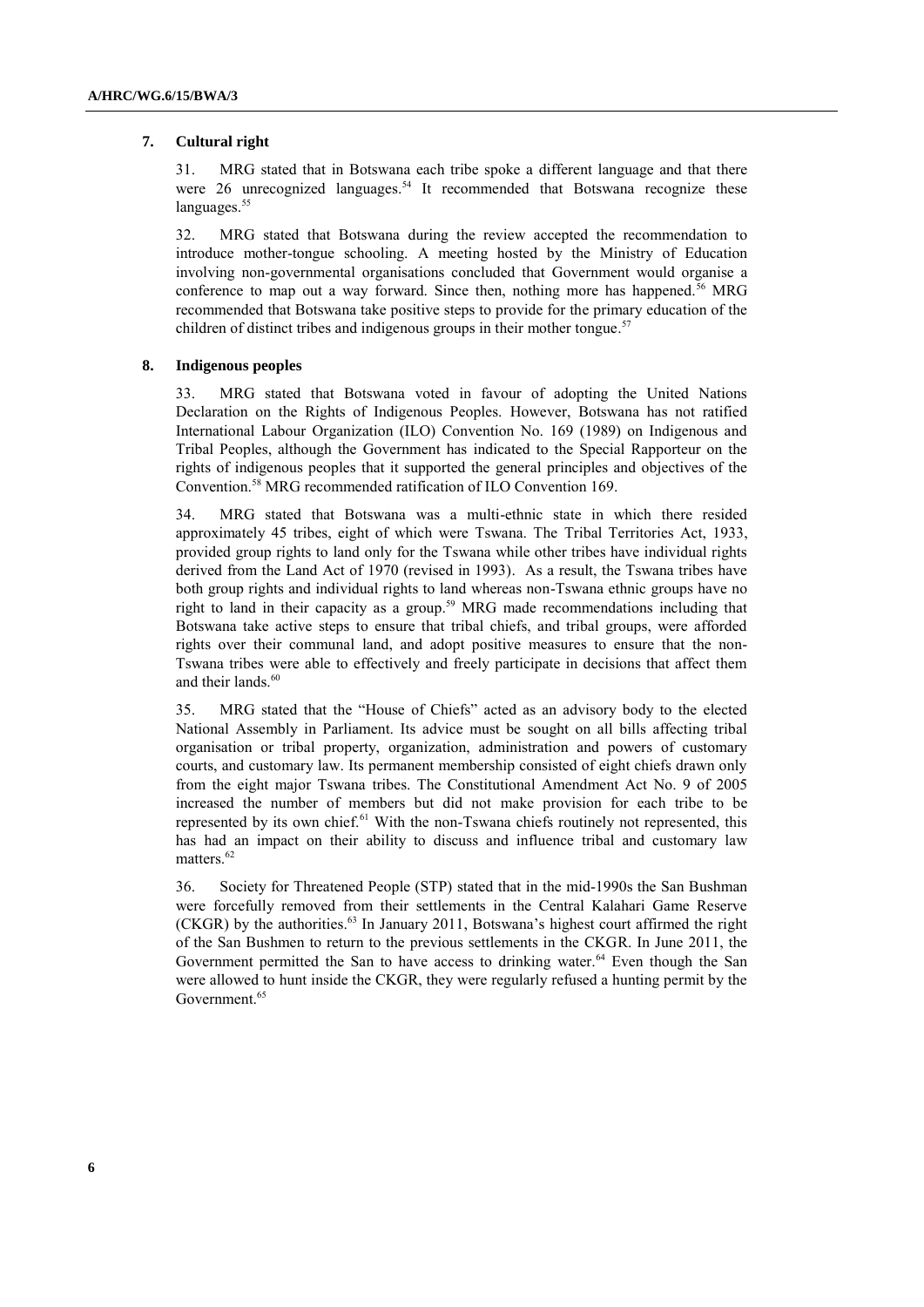## 7. Cultural right

31. MRG stated that in Botswana each tribe spoke a different language and that there were 26 unrecognized languages.[54] It recommended that Botswana recognize these languages.[55]

32. MRG stated that Botswana during the review accepted the recommendation to introduce mother-tongue schooling. A meeting hosted by the Ministry of Education involving non-governmental organisations concluded that Government would organise a conference to map out a way forward. Since then, nothing more has happened.[56] MRG recommended that Botswana take positive steps to provide for the primary education of the children of distinct tribes and indigenous groups in their mother tongue.[57]

## 8. Indigenous peoples

33. MRG stated that Botswana voted in favour of adopting the United Nations Declaration on the Rights of Indigenous Peoples. However, Botswana has not ratified International Labour Organization (ILO) Convention No. 169 (1989) on Indigenous and Tribal Peoples, although the Government has indicated to the Special Rapporteur on the rights of indigenous peoples that it supported the general principles and objectives of the Convention.[58] MRG recommended ratification of ILO Convention 169.

34. MRG stated that Botswana was a multi-ethnic state in which there resided approximately 45 tribes, eight of which were Tswana. The Tribal Territories Act, 1933, provided group rights to land only for the Tswana while other tribes have individual rights derived from the Land Act of 1970 (revised in 1993). As a result, the Tswana tribes have both group rights and individual rights to land whereas non-Tswana ethnic groups have no right to land in their capacity as a group.[59] MRG made recommendations including that Botswana take active steps to ensure that tribal chiefs, and tribal groups, were afforded rights over their communal land, and adopt positive measures to ensure that the non-Tswana tribes were able to effectively and freely participate in decisions that affect them and their lands.[60]

35. MRG stated that the "House of Chiefs" acted as an advisory body to the elected National Assembly in Parliament. Its advice must be sought on all bills affecting tribal organisation or tribal property, organization, administration and powers of customary courts, and customary law. Its permanent membership consisted of eight chiefs drawn only from the eight major Tswana tribes. The Constitutional Amendment Act No. 9 of 2005 increased the number of members but did not make provision for each tribe to be represented by its own chief.[61] With the non-Tswana chiefs routinely not represented, this has had an impact on their ability to discuss and influence tribal and customary law matters.[62]

36. Society for Threatened People (STP) stated that in the mid-1990s the San Bushman were forcefully removed from their settlements in the Central Kalahari Game Reserve (CKGR) by the authorities.[63] In January 2011, Botswana's highest court affirmed the right of the San Bushmen to return to the previous settlements in the CKGR. In June 2011, the Government permitted the San to have access to drinking water.[64] Even though the San were allowed to hunt inside the CKGR, they were regularly refused a hunting permit by the Government.[65]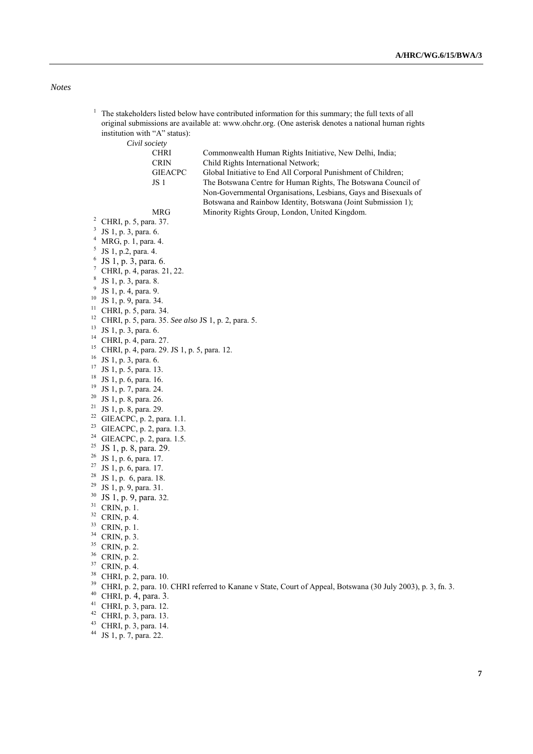*Notes*

1 The stakeholders listed below have contributed information for this summary; the full texts of all original submissions are available at: www.ohchr.org. (One asterisk denotes a national human rights institution with "A" status):

*Civil society*

| | |
|---|---|
| CHRI | Commonwealth Human Rights Initiative, New Delhi, India; |
| CRIN | Child Rights International Network; |
| GIEACPC | Global Initiative to End All Corporal Punishment of Children; |
| JS 1 | The Botswana Centre for Human Rights, The Botswana Council of Non-Governmental Organisations, Lesbians, Gays and Bisexuals of Botswana and Rainbow Identity, Botswana (Joint Submission 1); |
| MRG | Minority Rights Group, London, United Kingdom. |

2 CHRI, p. 5, para. 37.
3 JS 1, p. 3, para. 6.
4 MRG, p. 1, para. 4.
5 JS 1, p.2, para. 4.
6 JS 1, p. 3, para. 6.
7 CHRI, p. 4, paras. 21, 22.
8 JS 1, p. 3, para. 8.
9 JS 1, p. 4, para. 9.
10 JS 1, p. 9, para. 34.
11 CHRI, p. 5, para. 34.
12 CHRI, p. 5, para. 35. *See also* JS 1, p. 2, para. 5.
13 JS 1, p. 3, para. 6.
14 CHRI, p. 4, para. 27.
15 CHRI, p. 4, para. 29. JS 1, p. 5, para. 12.
16 JS 1, p. 3, para. 6.
17 JS 1, p. 5, para. 13.
18 JS 1, p. 6, para. 16.
19 JS 1, p. 7, para. 24.
20 JS 1, p. 8, para. 26.
21 JS 1, p. 8, para. 29.
22 GIEACPC, p. 2, para. 1.1.
23 GIEACPC, p. 2, para. 1.3.
24 GIEACPC, p. 2, para. 1.5.
25 JS 1, p. 8, para. 29.
26 JS 1, p. 6, para. 17.
27 JS 1, p. 6, para. 17.
28 JS 1, p. 6, para. 18.
29 JS 1, p. 9, para. 31.
30 JS 1, p. 9, para. 32.
31 CRIN, p. 1.
32 CRIN, p. 4.
33 CRIN, p. 1.
34 CRIN, p. 3.
35 CRIN, p. 2.
36 CRIN, p. 2.
37 CRIN, p. 4.
38 CHRI, p. 2, para. 10.
39 CHRI, p. 2, para. 10. CHRI referred to Kanane v State, Court of Appeal, Botswana (30 July 2003), p. 3, fn. 3.
40 CHRI, p. 4, para. 3.
41 CHRI, p. 3, para. 12.
42 CHRI, p. 3, para. 13.
43 CHRI, p. 3, para. 14.
44 JS 1, p. 7, para. 22.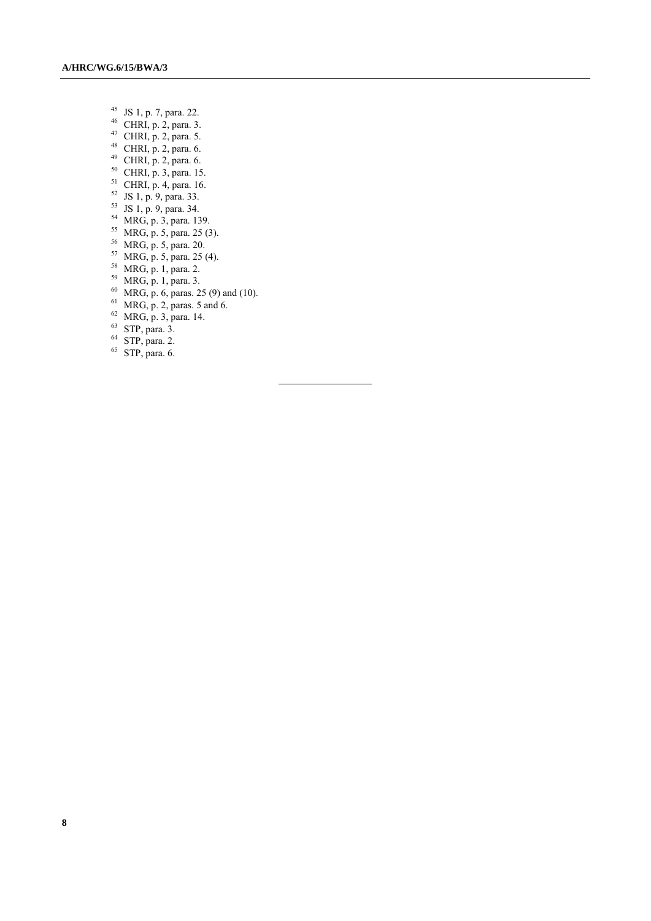[45] JS 1, p. 7, para. 22.
[46] CHRI, p. 2, para. 3.
[47] CHRI, p. 2, para. 5.
[48] CHRI, p. 2, para. 6.
[49] CHRI, p. 2, para. 6.
[50] CHRI, p. 3, para. 15.
[51] CHRI, p. 4, para. 16.
[52] JS 1, p. 9, para. 33.
[53] JS 1, p. 9, para. 34.
[54] MRG, p. 3, para. 139.
[55] MRG, p. 5, para. 25 (3).
[56] MRG, p. 5, para. 20.
[57] MRG, p. 5, para. 25 (4).
[58] MRG, p. 1, para. 2.
[59] MRG, p. 1, para. 3.
[60] MRG, p. 6, paras. 25 (9) and (10).
[61] MRG, p. 2, paras. 5 and 6.
[62] MRG, p. 3, para. 14.
[63] STP, para. 3.
[64] STP, para. 2.
[65] STP, para. 6.